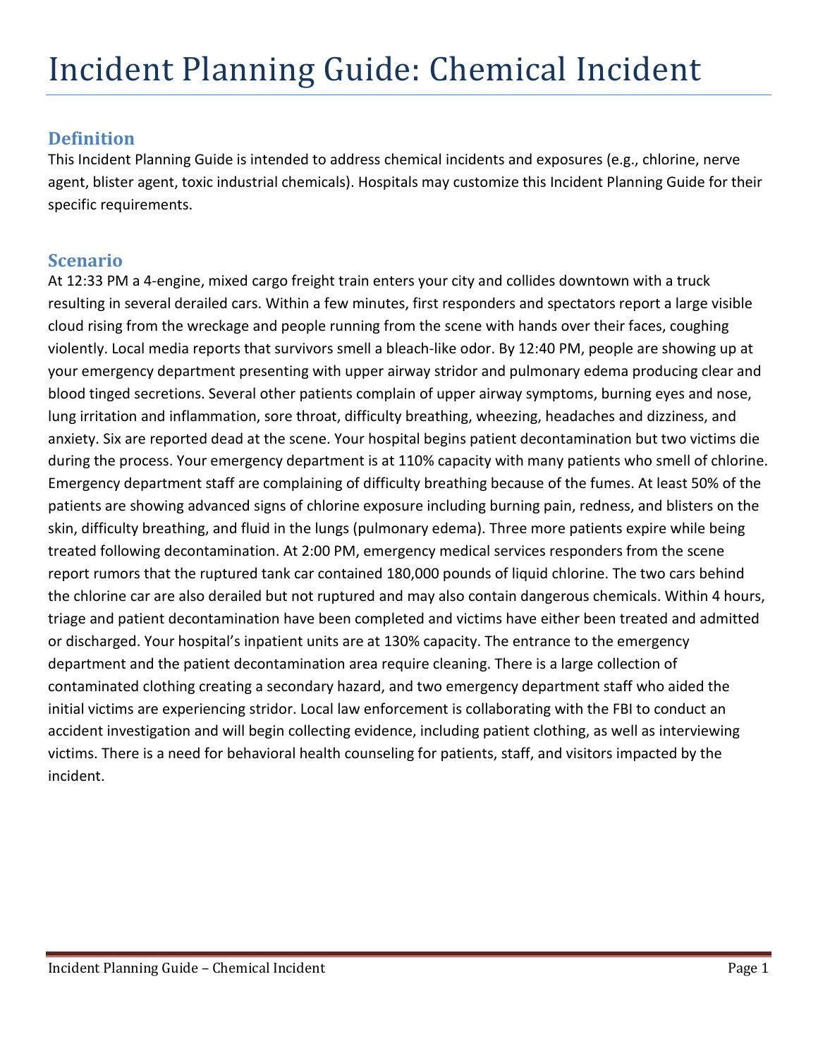# Incident Planning Guide: Chemical Incident

## Definition

This Incident Planning Guide is intended to address chemical incidents and exposures (e.g., chlorine, nerve agent, blister agent, toxic industrial chemicals). Hospitals may customize this Incident Planning Guide for their specific requirements.

## Scenario

At 12:33 PM a 4-engine, mixed cargo freight train enters your city and collides downtown with a truck resulting in several derailed cars. Within a few minutes, first responders and spectators report a large visible cloud rising from the wreckage and people running from the scene with hands over their faces, coughing violently. Local media reports that survivors smell a bleach-like odor. By 12:40 PM, people are showing up at your emergency department presenting with upper airway stridor and pulmonary edema producing clear and blood tinged secretions. Several other patients complain of upper airway symptoms, burning eyes and nose, lung irritation and inflammation, sore throat, difficulty breathing, wheezing, headaches and dizziness, and anxiety. Six are reported dead at the scene. Your hospital begins patient decontamination but two victims die during the process. Your emergency department is at 110% capacity with many patients who smell of chlorine. Emergency department staff are complaining of difficulty breathing because of the fumes. At least 50% of the patients are showing advanced signs of chlorine exposure including burning pain, redness, and blisters on the skin, difficulty breathing, and fluid in the lungs (pulmonary edema). Three more patients expire while being treated following decontamination. At 2:00 PM, emergency medical services responders from the scene report rumors that the ruptured tank car contained 180,000 pounds of liquid chlorine. The two cars behind the chlorine car are also derailed but not ruptured and may also contain dangerous chemicals. Within 4 hours, triage and patient decontamination have been completed and victims have either been treated and admitted or discharged. Your hospital's inpatient units are at 130% capacity. The entrance to the emergency department and the patient decontamination area require cleaning. There is a large collection of contaminated clothing creating a secondary hazard, and two emergency department staff who aided the initial victims are experiencing stridor. Local law enforcement is collaborating with the FBI to conduct an accident investigation and will begin collecting evidence, including patient clothing, as well as interviewing victims. There is a need for behavioral health counseling for patients, staff, and visitors impacted by the incident.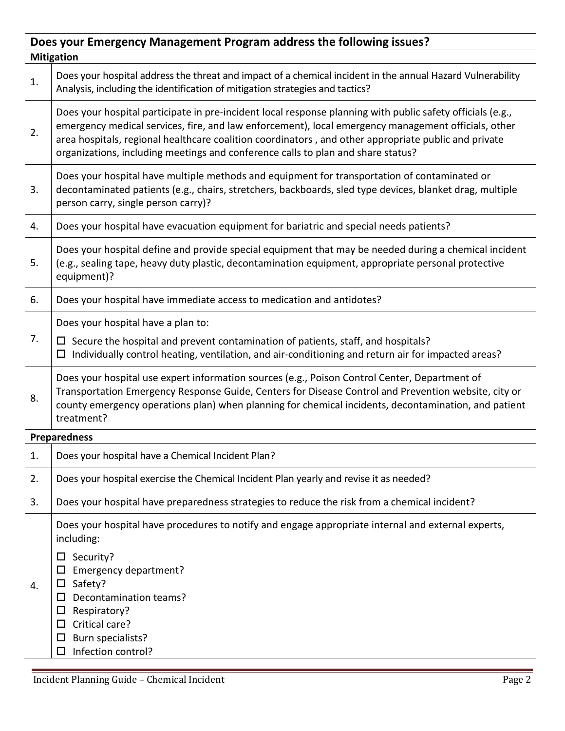| Does your Emergency Management Program address the following issues? | |
|---|---|
| **Mitigation** | |
| 1. | Does your hospital address the threat and impact of a chemical incident in the annual Hazard Vulnerability Analysis, including the identification of mitigation strategies and tactics? |
| 2. | Does your hospital participate in pre-incident local response planning with public safety officials (e.g., emergency medical services, fire, and law enforcement), local emergency management officials, other area hospitals, regional healthcare coalition coordinators , and other appropriate public and private organizations, including meetings and conference calls to plan and share status? |
| 3. | Does your hospital have multiple methods and equipment for transportation of contaminated or decontaminated patients (e.g., chairs, stretchers, backboards, sled type devices, blanket drag, multiple person carry, single person carry)? |
| 4. | Does your hospital have evacuation equipment for bariatric and special needs patients? |
| 5. | Does your hospital define and provide special equipment that may be needed during a chemical incident (e.g., sealing tape, heavy duty plastic, decontamination equipment, appropriate personal protective equipment)? |
| 6. | Does your hospital have immediate access to medication and antidotes? |
| 7. | Does your hospital have a plan to:<br>☐ Secure the hospital and prevent contamination of patients, staff, and hospitals?<br>☐ Individually control heating, ventilation, and air-conditioning and return air for impacted areas? |
| 8. | Does your hospital use expert information sources (e.g., Poison Control Center, Department of Transportation Emergency Response Guide, Centers for Disease Control and Prevention website, city or county emergency operations plan) when planning for chemical incidents, decontamination, and patient treatment? |
| **Preparedness** | |
| 1. | Does your hospital have a Chemical Incident Plan? |
| 2. | Does your hospital exercise the Chemical Incident Plan yearly and revise it as needed? |
| 3. | Does your hospital have preparedness strategies to reduce the risk from a chemical incident? |
| 4. | Does your hospital have procedures to notify and engage appropriate internal and external experts, including:<br>☐ Security?<br>☐ Emergency department?<br>☐ Safety?<br>☐ Decontamination teams?<br>☐ Respiratory?<br>☐ Critical care?<br>☐ Burn specialists?<br>☐ Infection control? |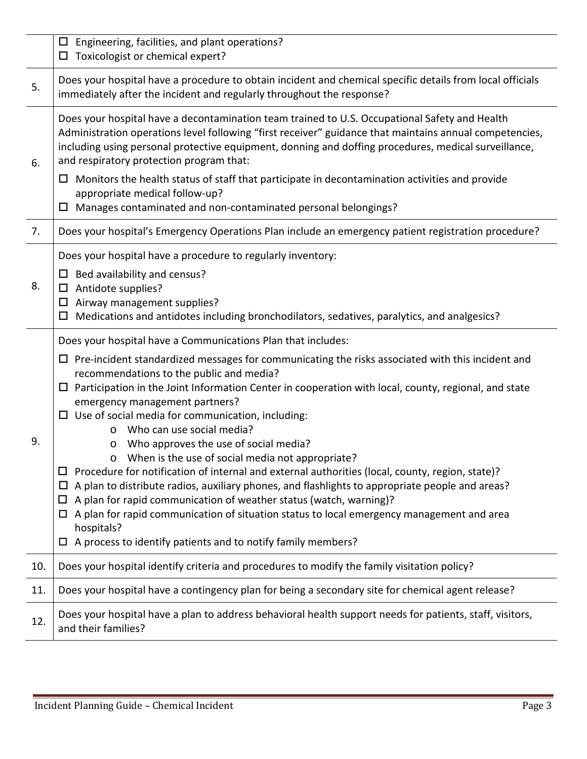| | |
|---|---|
| | ☐ Engineering, facilities, and plant operations?<br>☐ Toxicologist or chemical expert? |
| 5. | Does your hospital have a procedure to obtain incident and chemical specific details from local officials immediately after the incident and regularly throughout the response? |
| 6. | Does your hospital have a decontamination team trained to U.S. Occupational Safety and Health Administration operations level following "first receiver" guidance that maintains annual competencies, including using personal protective equipment, donning and doffing procedures, medical surveillance, and respiratory protection program that:<br>☐ Monitors the health status of staff that participate in decontamination activities and provide appropriate medical follow-up?<br>☐ Manages contaminated and non-contaminated personal belongings? |
| 7. | Does your hospital's Emergency Operations Plan include an emergency patient registration procedure? |
| 8. | Does your hospital have a procedure to regularly inventory:<br>☐ Bed availability and census?<br>☐ Antidote supplies?<br>☐ Airway management supplies?<br>☐ Medications and antidotes including bronchodilators, sedatives, paralytics, and analgesics? |
| 9. | Does your hospital have a Communications Plan that includes:<br>☐ Pre-incident standardized messages for communicating the risks associated with this incident and recommendations to the public and media?<br>☐ Participation in the Joint Information Center in cooperation with local, county, regional, and state emergency management partners?<br>☐ Use of social media for communication, including:<br>o Who can use social media?<br>o Who approves the use of social media?<br>o When is the use of social media not appropriate?<br>☐ Procedure for notification of internal and external authorities (local, county, region, state)?<br>☐ A plan to distribute radios, auxiliary phones, and flashlights to appropriate people and areas?<br>☐ A plan for rapid communication of weather status (watch, warning)?<br>☐ A plan for rapid communication of situation status to local emergency management and area hospitals?<br>☐ A process to identify patients and to notify family members? |
| 10. | Does your hospital identify criteria and procedures to modify the family visitation policy? |
| 11. | Does your hospital have a contingency plan for being a secondary site for chemical agent release? |
| 12. | Does your hospital have a plan to address behavioral health support needs for patients, staff, visitors, and their families? |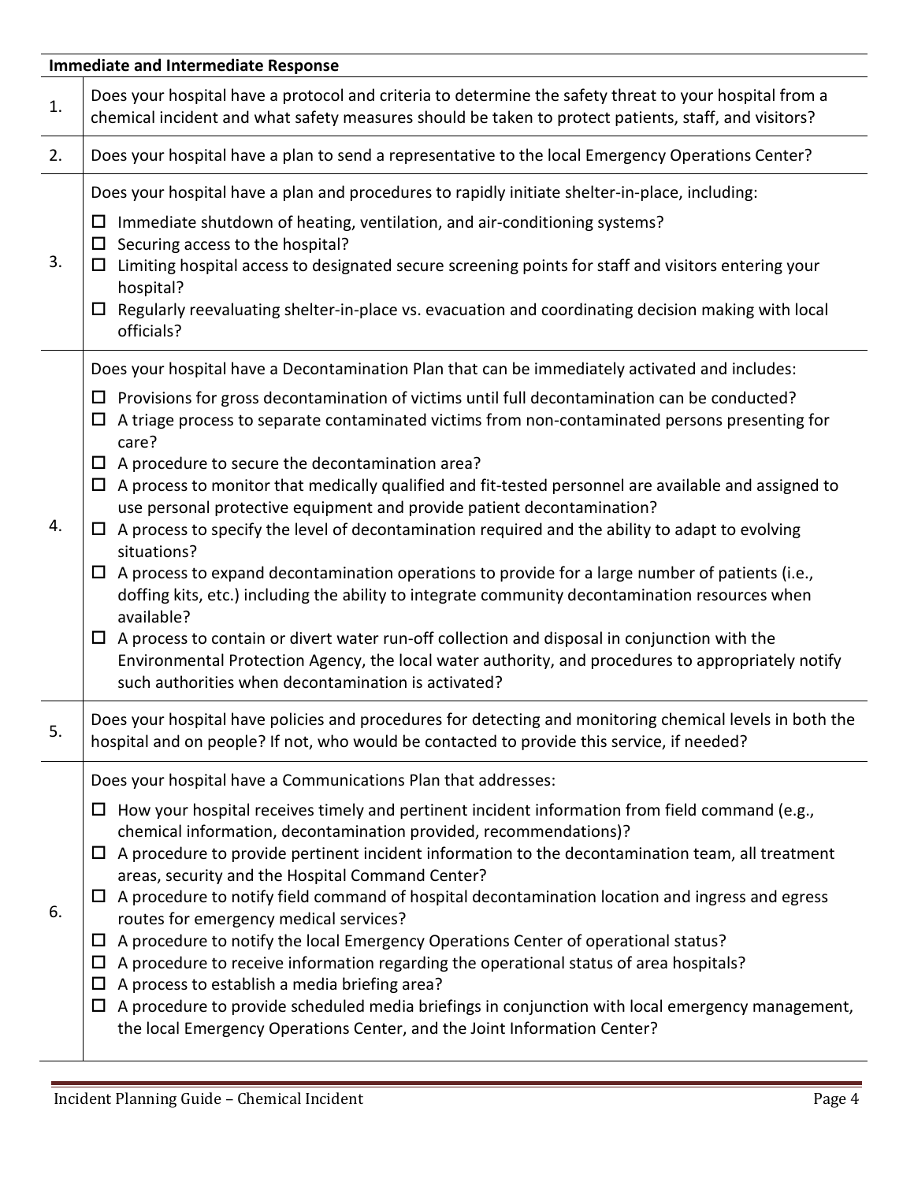| Immediate and Intermediate Response | |
|---|---|
| 1. | Does your hospital have a protocol and criteria to determine the safety threat to your hospital from a chemical incident and what safety measures should be taken to protect patients, staff, and visitors? |
| 2. | Does your hospital have a plan to send a representative to the local Emergency Operations Center? |
| 3. | Does your hospital have a plan and procedures to rapidly initiate shelter-in-place, including:<br>☐ Immediate shutdown of heating, ventilation, and air-conditioning systems?<br>☐ Securing access to the hospital?<br>☐ Limiting hospital access to designated secure screening points for staff and visitors entering your hospital?<br>☐ Regularly reevaluating shelter-in-place vs. evacuation and coordinating decision making with local officials? |
| 4. | Does your hospital have a Decontamination Plan that can be immediately activated and includes:<br>☐ Provisions for gross decontamination of victims until full decontamination can be conducted?<br>☐ A triage process to separate contaminated victims from non-contaminated persons presenting for care?<br>☐ A procedure to secure the decontamination area?<br>☐ A process to monitor that medically qualified and fit-tested personnel are available and assigned to use personal protective equipment and provide patient decontamination?<br>☐ A process to specify the level of decontamination required and the ability to adapt to evolving situations?<br>☐ A process to expand decontamination operations to provide for a large number of patients (i.e., doffing kits, etc.) including the ability to integrate community decontamination resources when available?<br>☐ A process to contain or divert water run-off collection and disposal in conjunction with the Environmental Protection Agency, the local water authority, and procedures to appropriately notify such authorities when decontamination is activated? |
| 5. | Does your hospital have policies and procedures for detecting and monitoring chemical levels in both the hospital and on people? If not, who would be contacted to provide this service, if needed? |
| 6. | Does your hospital have a Communications Plan that addresses:<br>☐ How your hospital receives timely and pertinent incident information from field command (e.g., chemical information, decontamination provided, recommendations)?<br>☐ A procedure to provide pertinent incident information to the decontamination team, all treatment areas, security and the Hospital Command Center?<br>☐ A procedure to notify field command of hospital decontamination location and ingress and egress routes for emergency medical services?<br>☐ A procedure to notify the local Emergency Operations Center of operational status?<br>☐ A procedure to receive information regarding the operational status of area hospitals?<br>☐ A process to establish a media briefing area?<br>☐ A procedure to provide scheduled media briefings in conjunction with local emergency management, the local Emergency Operations Center, and the Joint Information Center? |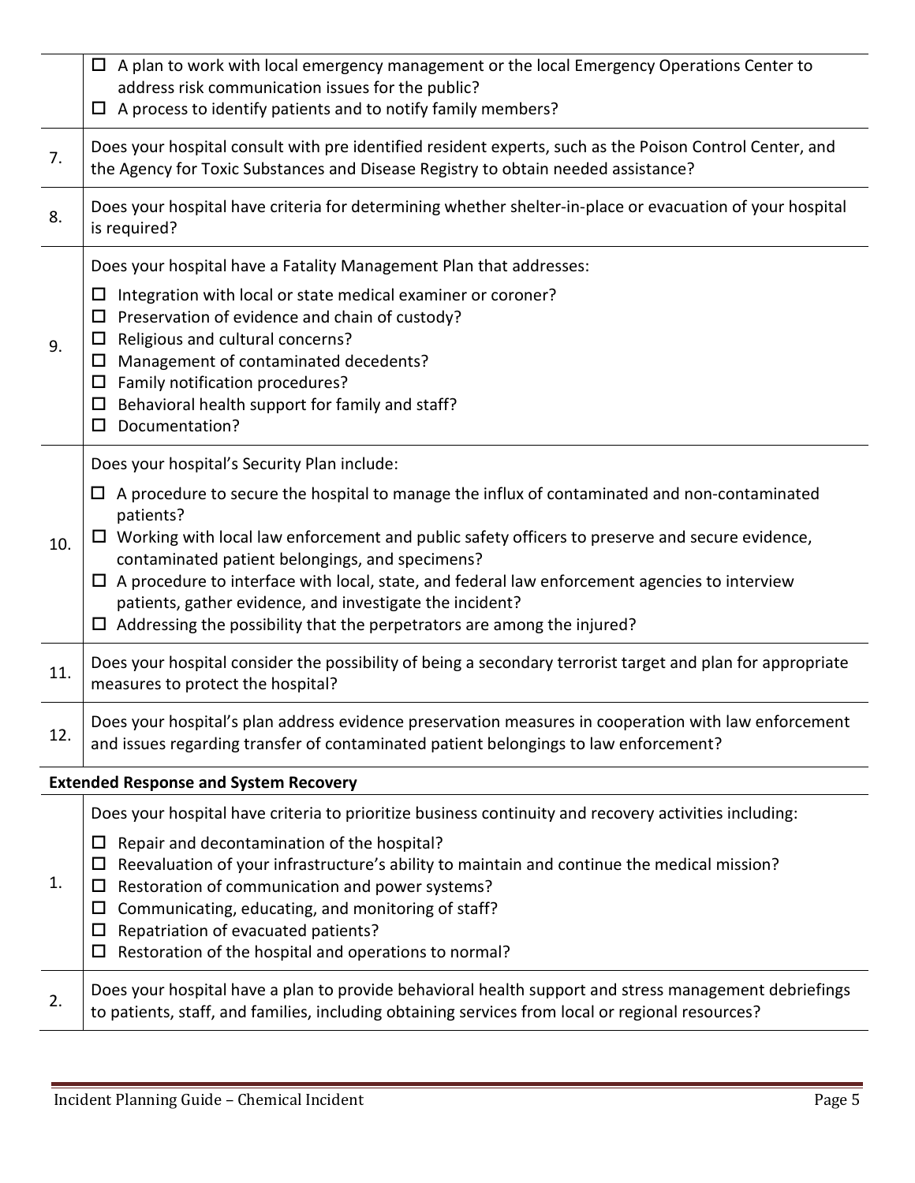| | |
|---|---|
| | ☐ A plan to work with local emergency management or the local Emergency Operations Center to address risk communication issues for the public?<br>☐ A process to identify patients and to notify family members? |
| 7. | Does your hospital consult with pre identified resident experts, such as the Poison Control Center, and the Agency for Toxic Substances and Disease Registry to obtain needed assistance? |
| 8. | Does your hospital have criteria for determining whether shelter-in-place or evacuation of your hospital is required? |
| 9. | Does your hospital have a Fatality Management Plan that addresses:<br>☐ Integration with local or state medical examiner or coroner?<br>☐ Preservation of evidence and chain of custody?<br>☐ Religious and cultural concerns?<br>☐ Management of contaminated decedents?<br>☐ Family notification procedures?<br>☐ Behavioral health support for family and staff?<br>☐ Documentation? |
| 10. | Does your hospital's Security Plan include:<br>☐ A procedure to secure the hospital to manage the influx of contaminated and non-contaminated patients?<br>☐ Working with local law enforcement and public safety officers to preserve and secure evidence, contaminated patient belongings, and specimens?<br>☐ A procedure to interface with local, state, and federal law enforcement agencies to interview patients, gather evidence, and investigate the incident?<br>☐ Addressing the possibility that the perpetrators are among the injured? |
| 11. | Does your hospital consider the possibility of being a secondary terrorist target and plan for appropriate measures to protect the hospital? |
| 12. | Does your hospital's plan address evidence preservation measures in cooperation with law enforcement and issues regarding transfer of contaminated patient belongings to law enforcement? |
| **Extended Response and System Recovery** | |
| 1. | Does your hospital have criteria to prioritize business continuity and recovery activities including:<br>☐ Repair and decontamination of the hospital?<br>☐ Reevaluation of your infrastructure's ability to maintain and continue the medical mission?<br>☐ Restoration of communication and power systems?<br>☐ Communicating, educating, and monitoring of staff?<br>☐ Repatriation of evacuated patients?<br>☐ Restoration of the hospital and operations to normal? |
| 2. | Does your hospital have a plan to provide behavioral health support and stress management debriefings to patients, staff, and families, including obtaining services from local or regional resources? |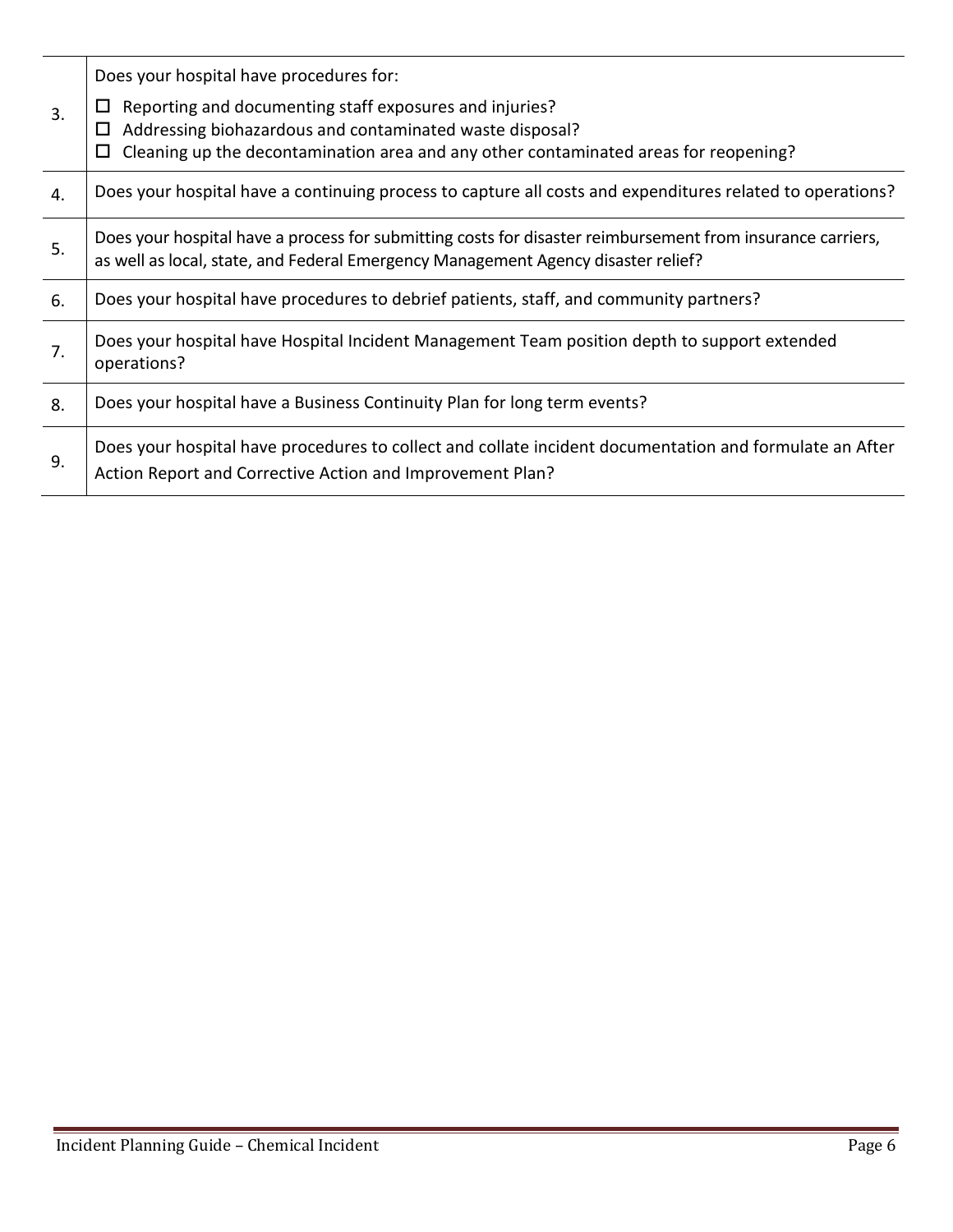| | |
|---|---|
| 3. | Does your hospital have procedures for:<br>☐ Reporting and documenting staff exposures and injuries?<br>☐ Addressing biohazardous and contaminated waste disposal?<br>☐ Cleaning up the decontamination area and any other contaminated areas for reopening? |
| 4. | Does your hospital have a continuing process to capture all costs and expenditures related to operations? |
| 5. | Does your hospital have a process for submitting costs for disaster reimbursement from insurance carriers, as well as local, state, and Federal Emergency Management Agency disaster relief? |
| 6. | Does your hospital have procedures to debrief patients, staff, and community partners? |
| 7. | Does your hospital have Hospital Incident Management Team position depth to support extended operations? |
| 8. | Does your hospital have a Business Continuity Plan for long term events? |
| 9. | Does your hospital have procedures to collect and collate incident documentation and formulate an After Action Report and Corrective Action and Improvement Plan? |